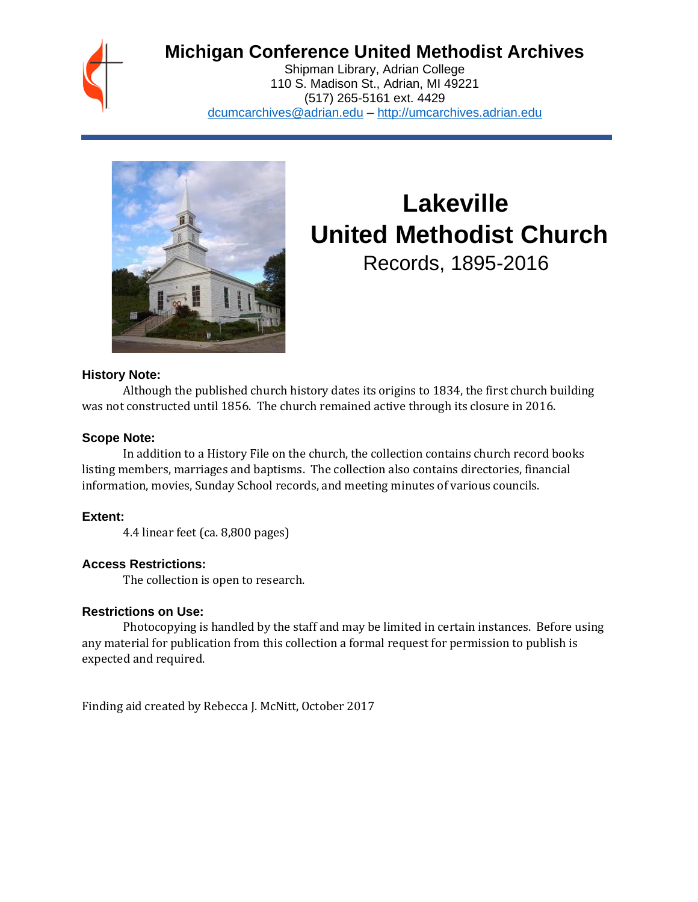# Michigan Conference United Methodist Archives

Shipman Library, Adrian College
110 S. Madison St., Adrian, MI 49221
(517) 265-5161 ext. 4429
dcumcarchives@adrian.edu – http://umcarchives.adrian.edu

# Lakeville United Methodist Church

## Records, 1895-2016

### History Note:

Although the published church history dates its origins to 1834, the first church building was not constructed until 1856. The church remained active through its closure in 2016.

### Scope Note:

In addition to a History File on the church, the collection contains church record books listing members, marriages and baptisms. The collection also contains directories, financial information, movies, Sunday School records, and meeting minutes of various councils.

### Extent:

4.4 linear feet (ca. 8,800 pages)

### Access Restrictions:

The collection is open to research.

### Restrictions on Use:

Photocopying is handled by the staff and may be limited in certain instances. Before using any material for publication from this collection a formal request for permission to publish is expected and required.

Finding aid created by Rebecca J. McNitt, October 2017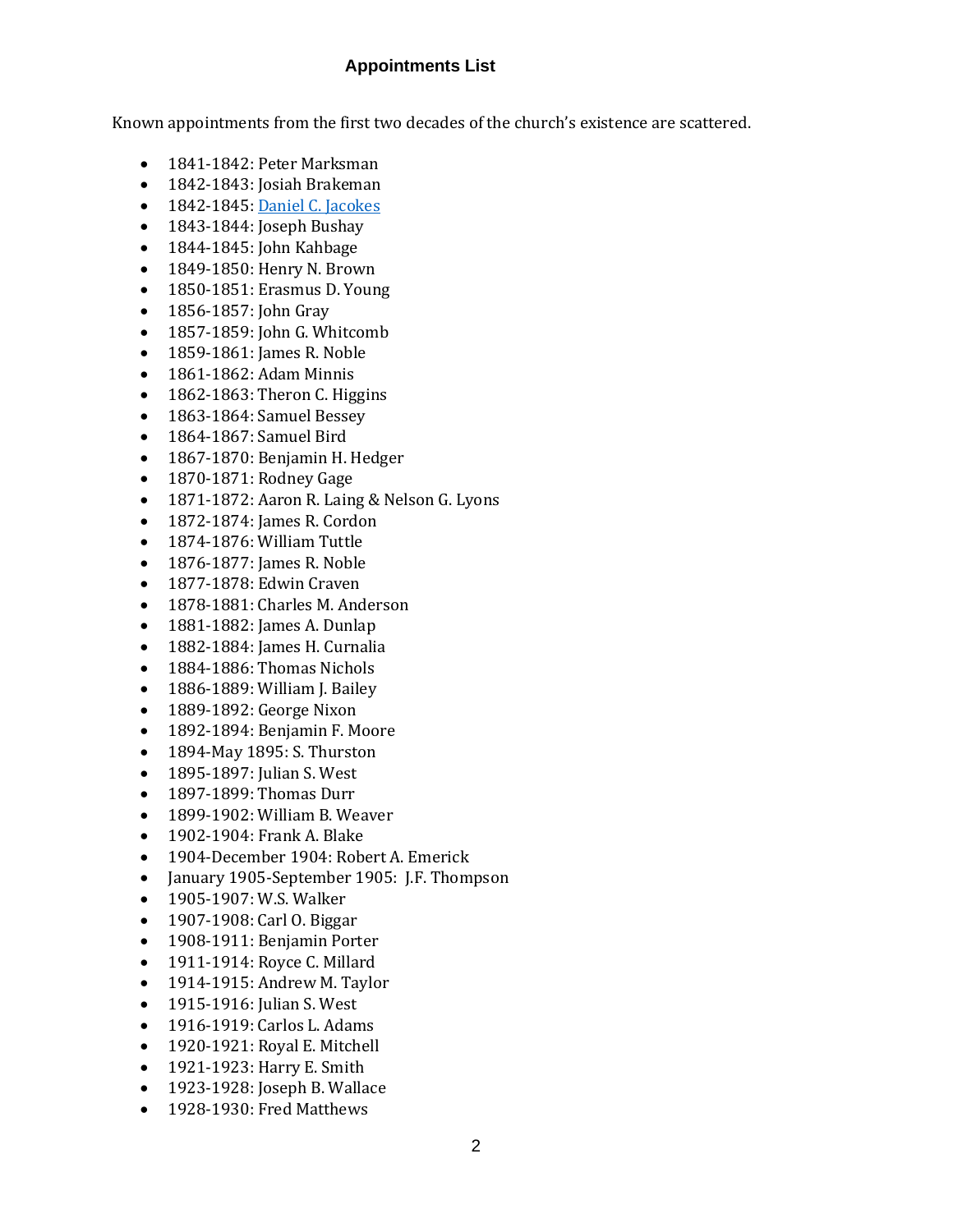## Appointments List

Known appointments from the first two decades of the church's existence are scattered.

- 1841-1842: Peter Marksman
- 1842-1843: Josiah Brakeman
- 1842-1845: Daniel C. Jacokes
- 1843-1844: Joseph Bushay
- 1844-1845: John Kahbage
- 1849-1850: Henry N. Brown
- 1850-1851: Erasmus D. Young
- 1856-1857: John Gray
- 1857-1859: John G. Whitcomb
- 1859-1861: James R. Noble
- 1861-1862: Adam Minnis
- 1862-1863: Theron C. Higgins
- 1863-1864: Samuel Bessey
- 1864-1867: Samuel Bird
- 1867-1870: Benjamin H. Hedger
- 1870-1871: Rodney Gage
- 1871-1872: Aaron R. Laing & Nelson G. Lyons
- 1872-1874: James R. Cordon
- 1874-1876: William Tuttle
- 1876-1877: James R. Noble
- 1877-1878: Edwin Craven
- 1878-1881: Charles M. Anderson
- 1881-1882: James A. Dunlap
- 1882-1884: James H. Curnalia
- 1884-1886: Thomas Nichols
- 1886-1889: William J. Bailey
- 1889-1892: George Nixon
- 1892-1894: Benjamin F. Moore
- 1894-May 1895: S. Thurston
- 1895-1897: Julian S. West
- 1897-1899: Thomas Durr
- 1899-1902: William B. Weaver
- 1902-1904: Frank A. Blake
- 1904-December 1904: Robert A. Emerick
- January 1905-September 1905: J.F. Thompson
- 1905-1907: W.S. Walker
- 1907-1908: Carl O. Biggar
- 1908-1911: Benjamin Porter
- 1911-1914: Royce C. Millard
- 1914-1915: Andrew M. Taylor
- 1915-1916: Julian S. West
- 1916-1919: Carlos L. Adams
- 1920-1921: Royal E. Mitchell
- 1921-1923: Harry E. Smith
- 1923-1928: Joseph B. Wallace
- 1928-1930: Fred Matthews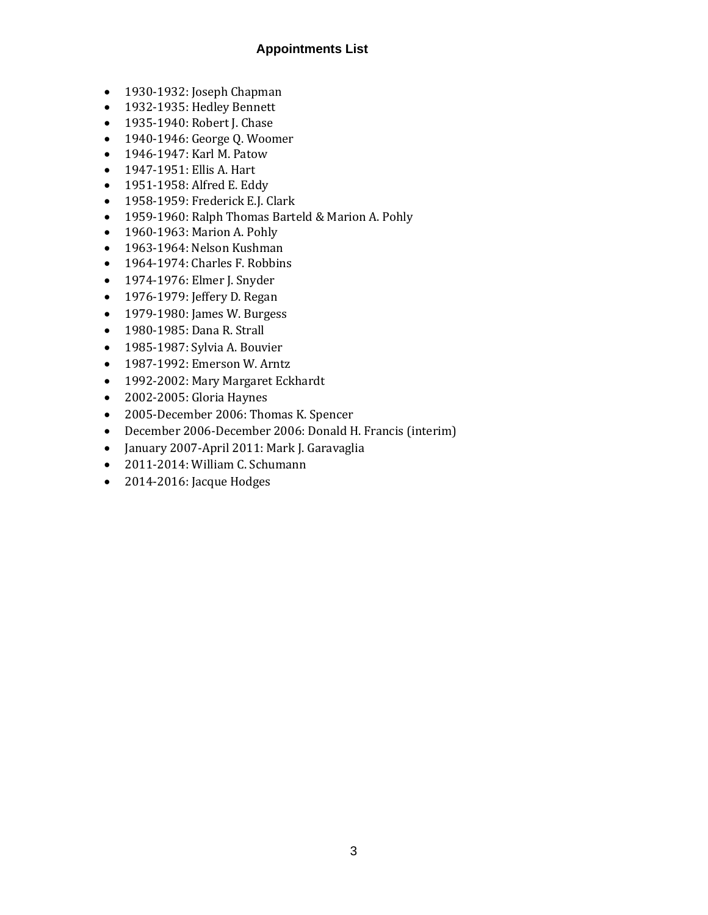## Appointments List

- 1930-1932: Joseph Chapman
- 1932-1935: Hedley Bennett
- 1935-1940: Robert J. Chase
- 1940-1946: George Q. Woomer
- 1946-1947: Karl M. Patow
- 1947-1951: Ellis A. Hart
- 1951-1958: Alfred E. Eddy
- 1958-1959: Frederick E.J. Clark
- 1959-1960: Ralph Thomas Barteld & Marion A. Pohly
- 1960-1963: Marion A. Pohly
- 1963-1964: Nelson Kushman
- 1964-1974: Charles F. Robbins
- 1974-1976: Elmer J. Snyder
- 1976-1979: Jeffery D. Regan
- 1979-1980: James W. Burgess
- 1980-1985: Dana R. Strall
- 1985-1987: Sylvia A. Bouvier
- 1987-1992: Emerson W. Arntz
- 1992-2002: Mary Margaret Eckhardt
- 2002-2005: Gloria Haynes
- 2005-December 2006: Thomas K. Spencer
- December 2006-December 2006: Donald H. Francis (interim)
- January 2007-April 2011: Mark J. Garavaglia
- 2011-2014: William C. Schumann
- 2014-2016: Jacque Hodges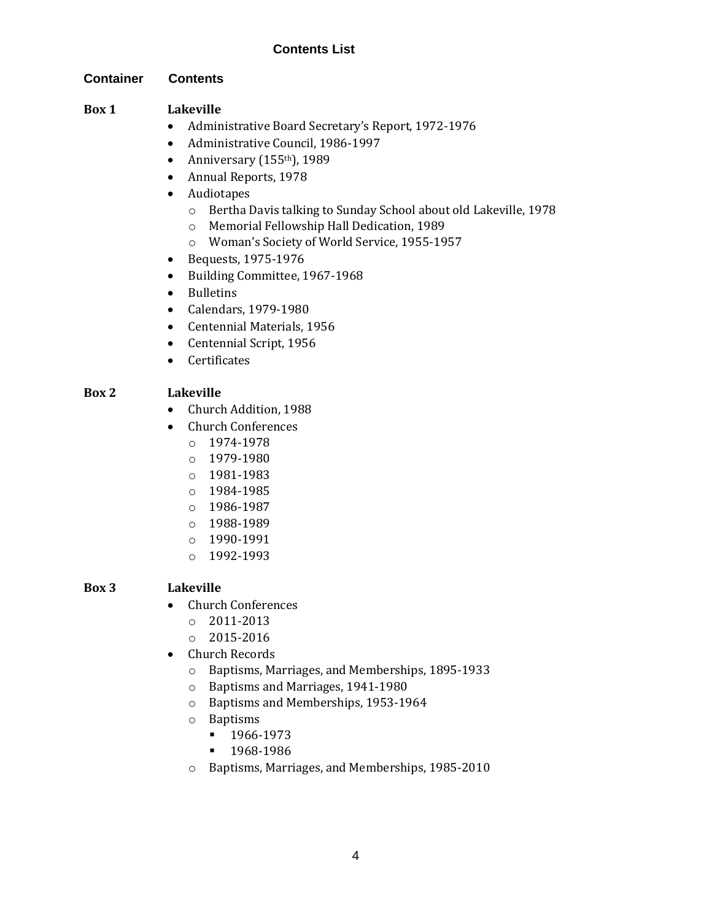## Contents List

**Container** **Contents**

**Box 1** **Lakeville**

- Administrative Board Secretary's Report, 1972-1976
- Administrative Council, 1986-1997
- Anniversary (155th), 1989
- Annual Reports, 1978
- Audiotapes
  - Bertha Davis talking to Sunday School about old Lakeville, 1978
  - Memorial Fellowship Hall Dedication, 1989
  - Woman's Society of World Service, 1955-1957
- Bequests, 1975-1976
- Building Committee, 1967-1968
- Bulletins
- Calendars, 1979-1980
- Centennial Materials, 1956
- Centennial Script, 1956
- Certificates

**Box 2** **Lakeville**

- Church Addition, 1988
- Church Conferences
  - 1974-1978
  - 1979-1980
  - 1981-1983
  - 1984-1985
  - 1986-1987
  - 1988-1989
  - 1990-1991
  - 1992-1993

**Box 3** **Lakeville**

- Church Conferences
  - 2011-2013
  - 2015-2016
- Church Records
  - Baptisms, Marriages, and Memberships, 1895-1933
  - Baptisms and Marriages, 1941-1980
  - Baptisms and Memberships, 1953-1964
  - Baptisms
    - 1966-1973
    - 1968-1986
  - Baptisms, Marriages, and Memberships, 1985-2010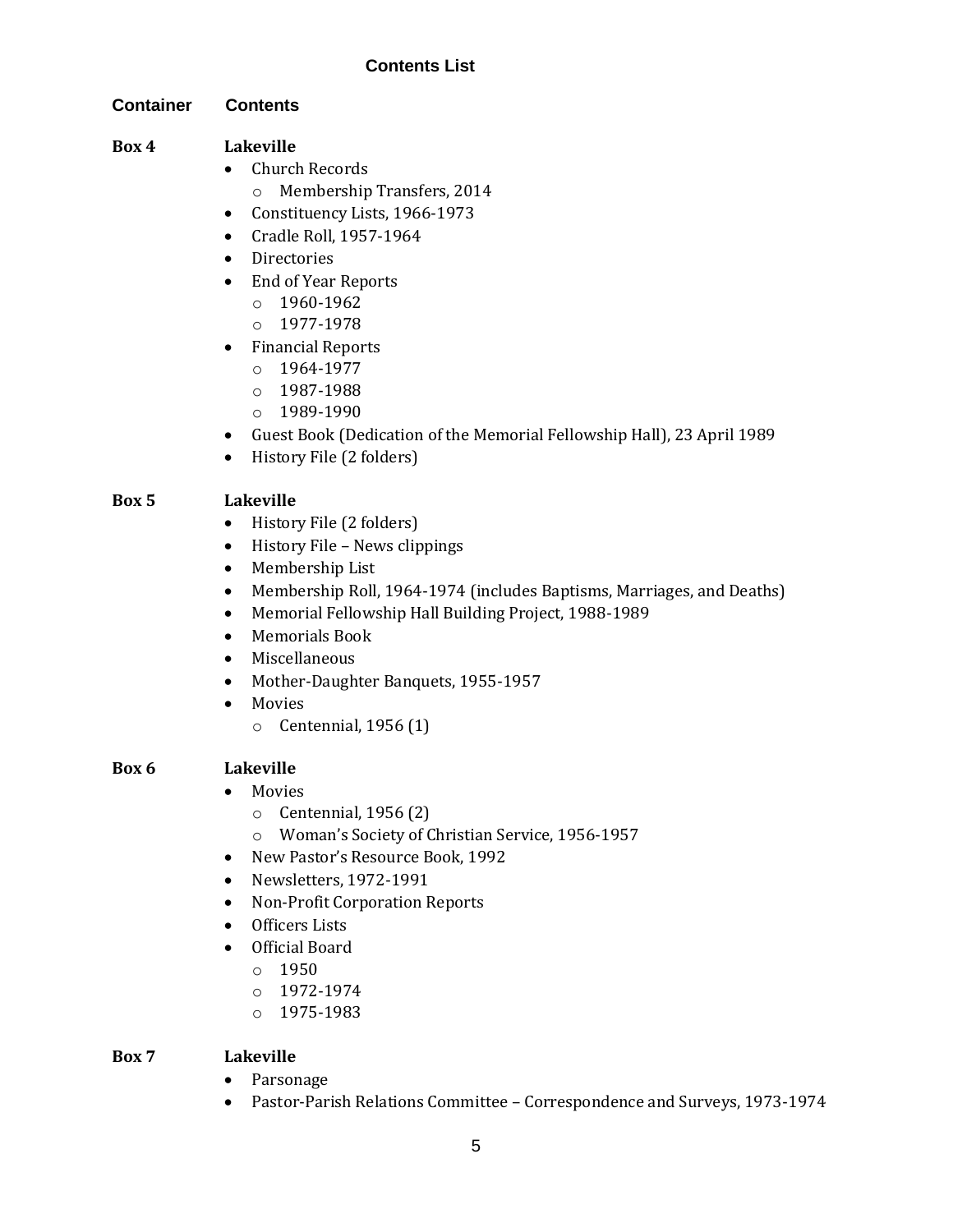## Contents List

| Container | Contents |
|---|---|
| **Box 4** | **Lakeville** |

**Box 4** — **Lakeville**

- Church Records
  - Membership Transfers, 2014
- Constituency Lists, 1966-1973
- Cradle Roll, 1957-1964
- Directories
- End of Year Reports
  - 1960-1962
  - 1977-1978
- Financial Reports
  - 1964-1977
  - 1987-1988
  - 1989-1990
- Guest Book (Dedication of the Memorial Fellowship Hall), 23 April 1989
- History File (2 folders)

**Box 5** — **Lakeville**

- History File (2 folders)
- History File – News clippings
- Membership List
- Membership Roll, 1964-1974 (includes Baptisms, Marriages, and Deaths)
- Memorial Fellowship Hall Building Project, 1988-1989
- Memorials Book
- Miscellaneous
- Mother-Daughter Banquets, 1955-1957
- Movies
  - Centennial, 1956 (1)

**Box 6** — **Lakeville**

- Movies
  - Centennial, 1956 (2)
  - Woman's Society of Christian Service, 1956-1957
- New Pastor's Resource Book, 1992
- Newsletters, 1972-1991
- Non-Profit Corporation Reports
- Officers Lists
- Official Board
  - 1950
  - 1972-1974
  - 1975-1983

**Box 7** — **Lakeville**

- Parsonage
- Pastor-Parish Relations Committee – Correspondence and Surveys, 1973-1974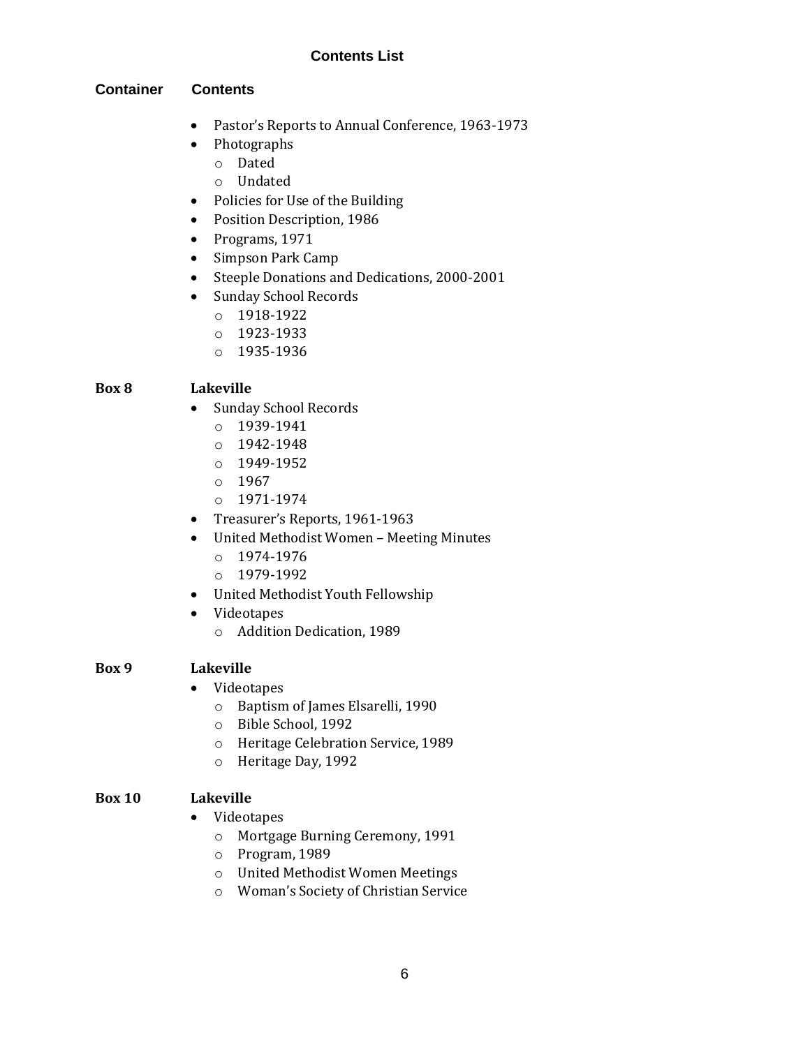## Contents List

**Container** **Contents**

- Pastor's Reports to Annual Conference, 1963-1973
- Photographs
    - Dated
    - Undated
- Policies for Use of the Building
- Position Description, 1986
- Programs, 1971
- Simpson Park Camp
- Steeple Donations and Dedications, 2000-2001
- Sunday School Records
    - 1918-1922
    - 1923-1933
    - 1935-1936

**Box 8** **Lakeville**

- Sunday School Records
    - 1939-1941
    - 1942-1948
    - 1949-1952
    - 1967
    - 1971-1974
- Treasurer's Reports, 1961-1963
- United Methodist Women – Meeting Minutes
    - 1974-1976
    - 1979-1992
- United Methodist Youth Fellowship
- Videotapes
    - Addition Dedication, 1989

**Box 9** **Lakeville**

- Videotapes
    - Baptism of James Elsarelli, 1990
    - Bible School, 1992
    - Heritage Celebration Service, 1989
    - Heritage Day, 1992

**Box 10** **Lakeville**

- Videotapes
    - Mortgage Burning Ceremony, 1991
    - Program, 1989
    - United Methodist Women Meetings
    - Woman's Society of Christian Service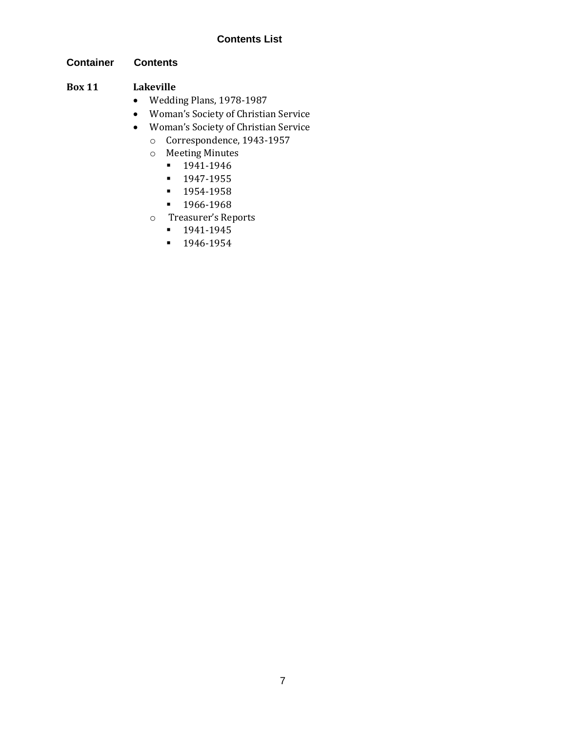## Contents List

| Container | Contents |
|---|---|
| **Box 11** | **Lakeville** |

- Wedding Plans, 1978-1987
- Woman's Society of Christian Service
- Woman's Society of Christian Service
    - Correspondence, 1943-1957
    - Meeting Minutes
        - 1941-1946
        - 1947-1955
        - 1954-1958
        - 1966-1968
    - Treasurer's Reports
        - 1941-1945
        - 1946-1954